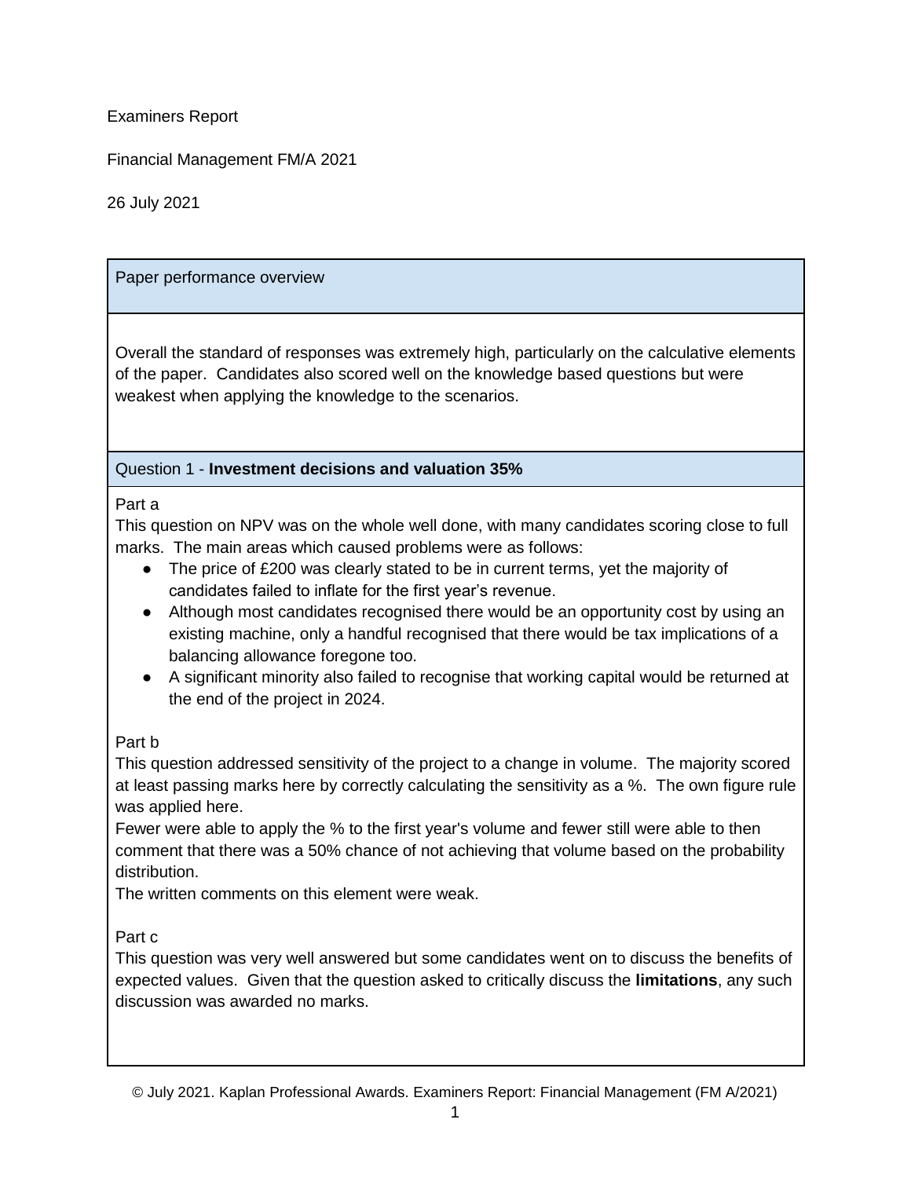Examiners Report

Financial Management FM/A 2021

26 July 2021

## Paper performance overview

Overall the standard of responses was extremely high, particularly on the calculative elements of the paper. Candidates also scored well on the knowledge based questions but were weakest when applying the knowledge to the scenarios.

## Question 1 - **Investment decisions and valuation 35%**

Part a

This question on NPV was on the whole well done, with many candidates scoring close to full marks. The main areas which caused problems were as follows:

- The price of £200 was clearly stated to be in current terms, yet the majority of candidates failed to inflate for the first year's revenue.
- Although most candidates recognised there would be an opportunity cost by using an existing machine, only a handful recognised that there would be tax implications of a balancing allowance foregone too.
- A significant minority also failed to recognise that working capital would be returned at the end of the project in 2024.

Part b

This question addressed sensitivity of the project to a change in volume. The majority scored at least passing marks here by correctly calculating the sensitivity as a %. The own figure rule was applied here.

Fewer were able to apply the % to the first year's volume and fewer still were able to then comment that there was a 50% chance of not achieving that volume based on the probability distribution.

The written comments on this element were weak.

Part c

This question was very well answered but some candidates went on to discuss the benefits of expected values. Given that the question asked to critically discuss the **limitations**, any such discussion was awarded no marks.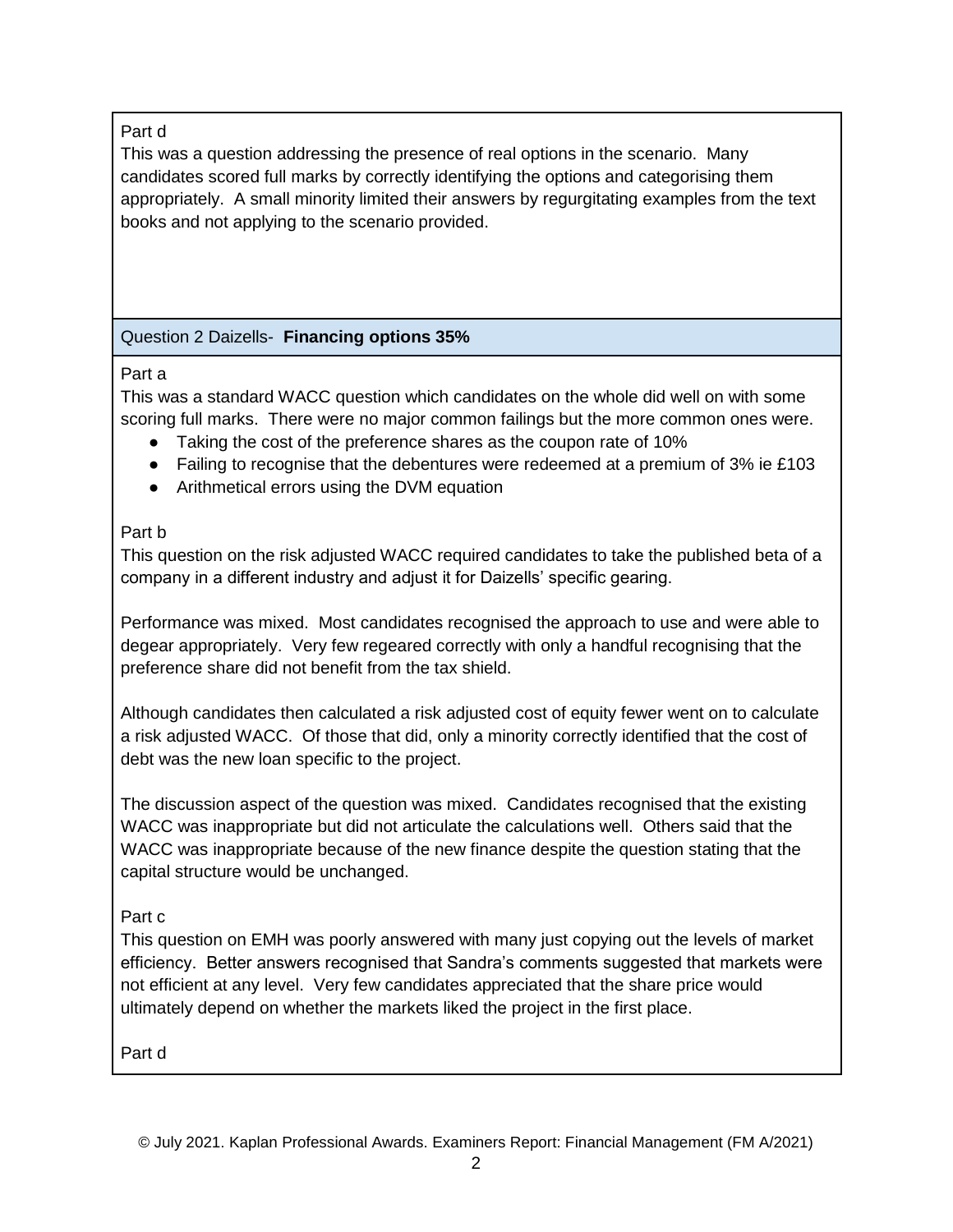Part d

This was a question addressing the presence of real options in the scenario. Many candidates scored full marks by correctly identifying the options and categorising them appropriately. A small minority limited their answers by regurgitating examples from the text books and not applying to the scenario provided.

## Question 2 Daizells- **Financing options 35%**

Part a

This was a standard WACC question which candidates on the whole did well on with some scoring full marks. There were no major common failings but the more common ones were.

- Taking the cost of the preference shares as the coupon rate of 10%
- Failing to recognise that the debentures were redeemed at a premium of 3% ie £103
- Arithmetical errors using the DVM equation

Part b

This question on the risk adjusted WACC required candidates to take the published beta of a company in a different industry and adjust it for Daizells' specific gearing.

Performance was mixed. Most candidates recognised the approach to use and were able to degear appropriately. Very few regeared correctly with only a handful recognising that the preference share did not benefit from the tax shield.

Although candidates then calculated a risk adjusted cost of equity fewer went on to calculate a risk adjusted WACC. Of those that did, only a minority correctly identified that the cost of debt was the new loan specific to the project.

The discussion aspect of the question was mixed. Candidates recognised that the existing WACC was inappropriate but did not articulate the calculations well. Others said that the WACC was inappropriate because of the new finance despite the question stating that the capital structure would be unchanged.

Part c

This question on EMH was poorly answered with many just copying out the levels of market efficiency. Better answers recognised that Sandra's comments suggested that markets were not efficient at any level. Very few candidates appreciated that the share price would ultimately depend on whether the markets liked the project in the first place.

Part d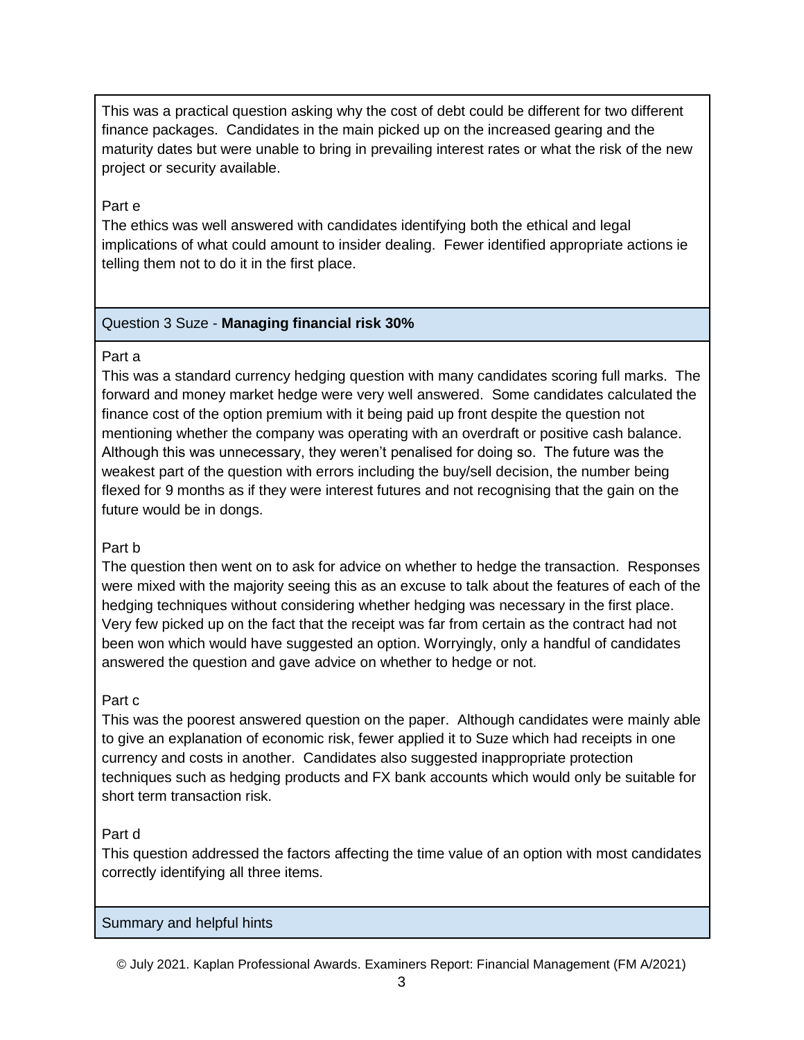This was a practical question asking why the cost of debt could be different for two different finance packages. Candidates in the main picked up on the increased gearing and the maturity dates but were unable to bring in prevailing interest rates or what the risk of the new project or security available.

Part e

The ethics was well answered with candidates identifying both the ethical and legal implications of what could amount to insider dealing. Fewer identified appropriate actions ie telling them not to do it in the first place.

## Question 3 Suze - **Managing financial risk 30%**

Part a

This was a standard currency hedging question with many candidates scoring full marks. The forward and money market hedge were very well answered. Some candidates calculated the finance cost of the option premium with it being paid up front despite the question not mentioning whether the company was operating with an overdraft or positive cash balance. Although this was unnecessary, they weren't penalised for doing so. The future was the weakest part of the question with errors including the buy/sell decision, the number being flexed for 9 months as if they were interest futures and not recognising that the gain on the future would be in dongs.

Part b

The question then went on to ask for advice on whether to hedge the transaction. Responses were mixed with the majority seeing this as an excuse to talk about the features of each of the hedging techniques without considering whether hedging was necessary in the first place. Very few picked up on the fact that the receipt was far from certain as the contract had not been won which would have suggested an option. Worryingly, only a handful of candidates answered the question and gave advice on whether to hedge or not.

Part c

This was the poorest answered question on the paper. Although candidates were mainly able to give an explanation of economic risk, fewer applied it to Suze which had receipts in one currency and costs in another. Candidates also suggested inappropriate protection techniques such as hedging products and FX bank accounts which would only be suitable for short term transaction risk.

Part d

This question addressed the factors affecting the time value of an option with most candidates correctly identifying all three items.

## Summary and helpful hints

© July 2021. Kaplan Professional Awards. Examiners Report: Financial Management (FM A/2021)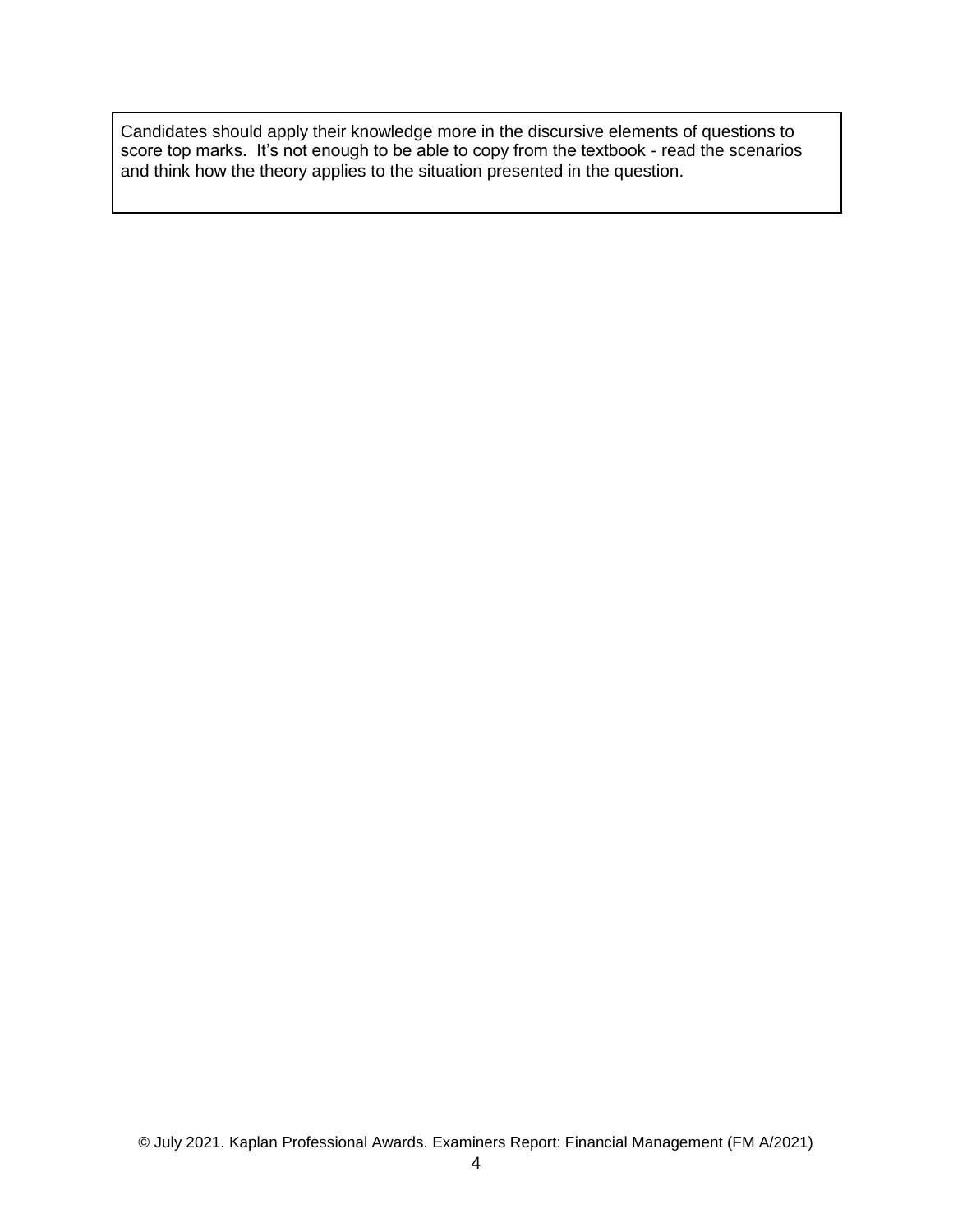Candidates should apply their knowledge more in the discursive elements of questions to score top marks. It's not enough to be able to copy from the textbook - read the scenarios and think how the theory applies to the situation presented in the question.